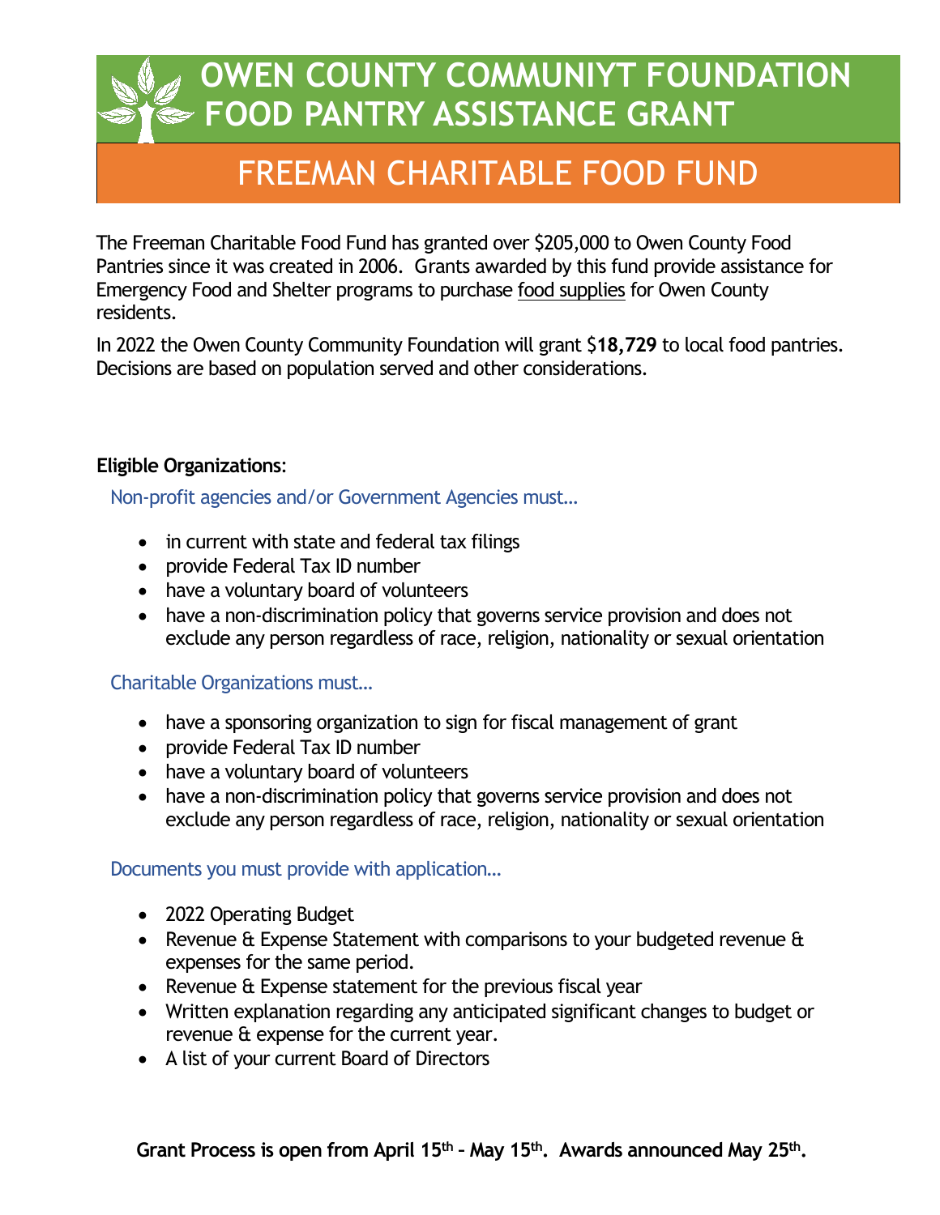# OWEN COUNTY COMMUNIYT FOUNDATION FOOD PANTRY ASSISTANCE GRANT

## FREEMAN CHARITABLE FOOD FUND

The Freeman Charitable Food Fund has granted over $205,000 to Owen County Food Pantries since it was created in 2006. Grants awarded by this fund provide assistance for Emergency Food and Shelter programs to purchase food supplies for Owen County residents.

In 2022 the Owen County Community Foundation will grant $**18,729** to local food pantries. Decisions are based on population served and other considerations.

**Eligible Organizations**:

Non-profit agencies and/or Government Agencies must…

- in current with state and federal tax filings
- provide Federal Tax ID number
- have a voluntary board of volunteers
- have a non-discrimination policy that governs service provision and does not exclude any person regardless of race, religion, nationality or sexual orientation

Charitable Organizations must…

- have a sponsoring organization to sign for fiscal management of grant
- provide Federal Tax ID number
- have a voluntary board of volunteers
- have a non-discrimination policy that governs service provision and does not exclude any person regardless of race, religion, nationality or sexual orientation

Documents you must provide with application…

- 2022 Operating Budget
- Revenue & Expense Statement with comparisons to your budgeted revenue & expenses for the same period.
- Revenue & Expense statement for the previous fiscal year
- Written explanation regarding any anticipated significant changes to budget or revenue & expense for the current year.
- A list of your current Board of Directors

**Grant Process is open from April 15th – May 15th. Awards announced May 25th.**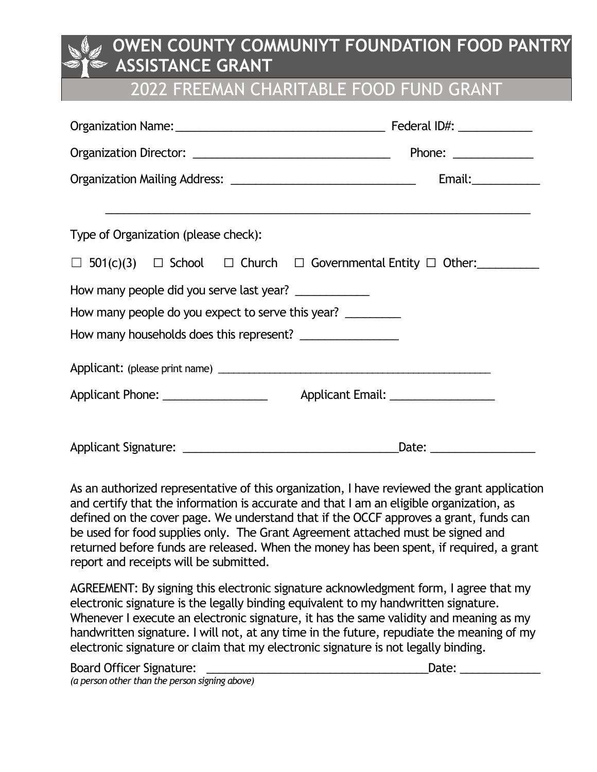# OWEN COUNTY COMMUNIYT FOUNDATION FOOD PANTRY ASSISTANCE GRANT

## 2022 FREEMAN CHARITABLE FOOD FUND GRANT

Organization Name:_________________________________ Federal ID#: ___________

Organization Director: _______________________________ Phone: ____________

Organization Mailing Address: _____________________________ Email:__________

_____________________________________________________________________

Type of Organization (please check):

☐ 501(c)(3) ☐ School ☐ Church ☐ Governmental Entity ☐ Other:_________

How many people did you serve last year? ___________

How many people do you expect to serve this year? ________

How many households does this represent? _______________

Applicant: (please print name) _______________________________________________

Applicant Phone: ________________ Applicant Email: ________________

Applicant Signature: __________________________________Date: ________________

As an authorized representative of this organization, I have reviewed the grant application and certify that the information is accurate and that I am an eligible organization, as defined on the cover page. We understand that if the OCCF approves a grant, funds can be used for food supplies only. The Grant Agreement attached must be signed and returned before funds are released. When the money has been spent, if required, a grant report and receipts will be submitted.

AGREEMENT: By signing this electronic signature acknowledgment form, I agree that my electronic signature is the legally binding equivalent to my handwritten signature. Whenever I execute an electronic signature, it has the same validity and meaning as my handwritten signature. I will not, at any time in the future, repudiate the meaning of my electronic signature or claim that my electronic signature is not legally binding.

Board Officer Signature: ___________________________________Date: ____________
*(a person other than the person signing above)*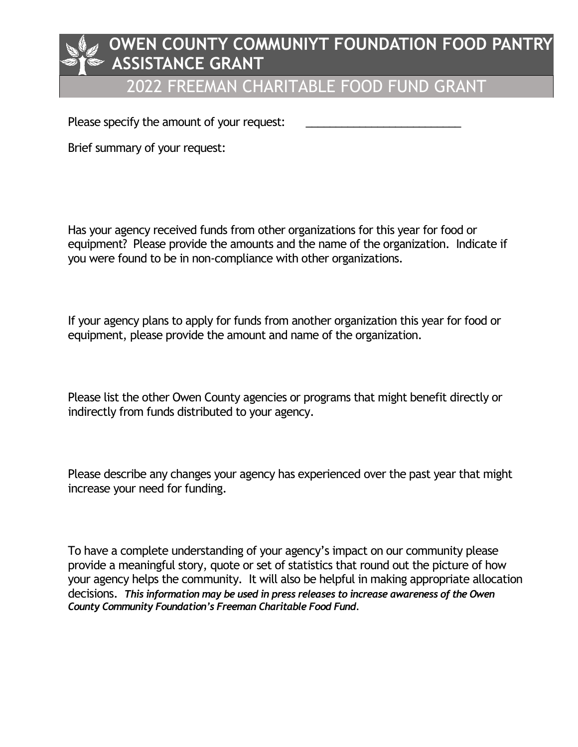# OWEN COUNTY COMMUNIYT FOUNDATION FOOD PANTRY ASSISTANCE GRANT

## 2022 FREEMAN CHARITABLE FOOD FUND GRANT

Please specify the amount of your request: ___________________________

Brief summary of your request:

Has your agency received funds from other organizations for this year for food or equipment? Please provide the amounts and the name of the organization. Indicate if you were found to be in non-compliance with other organizations.

If your agency plans to apply for funds from another organization this year for food or equipment, please provide the amount and name of the organization.

Please list the other Owen County agencies or programs that might benefit directly or indirectly from funds distributed to your agency.

Please describe any changes your agency has experienced over the past year that might increase your need for funding.

To have a complete understanding of your agency's impact on our community please provide a meaningful story, quote or set of statistics that round out the picture of how your agency helps the community. It will also be helpful in making appropriate allocation decisions. ***This information may be used in press releases to increase awareness of the Owen County Community Foundation's Freeman Charitable Food Fund.***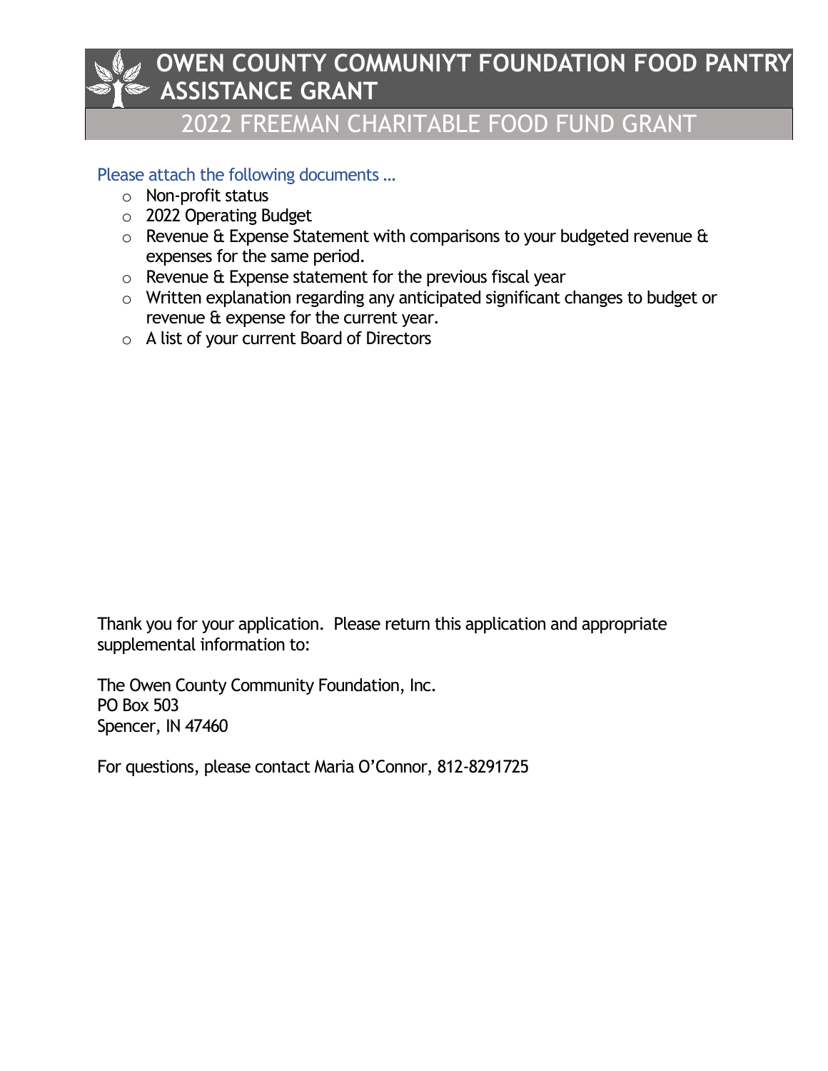# OWEN COUNTY COMMUNIYT FOUNDATION FOOD PANTRY ASSISTANCE GRANT

## 2022 FREEMAN CHARITABLE FOOD FUND GRANT

Please attach the following documents …

- Non-profit status
- 2022 Operating Budget
- Revenue & Expense Statement with comparisons to your budgeted revenue & expenses for the same period.
- Revenue & Expense statement for the previous fiscal year
- Written explanation regarding any anticipated significant changes to budget or revenue & expense for the current year.
- A list of your current Board of Directors

Thank you for your application. Please return this application and appropriate supplemental information to:

The Owen County Community Foundation, Inc.
PO Box 503
Spencer, IN 47460

For questions, please contact Maria O'Connor, 812-8291725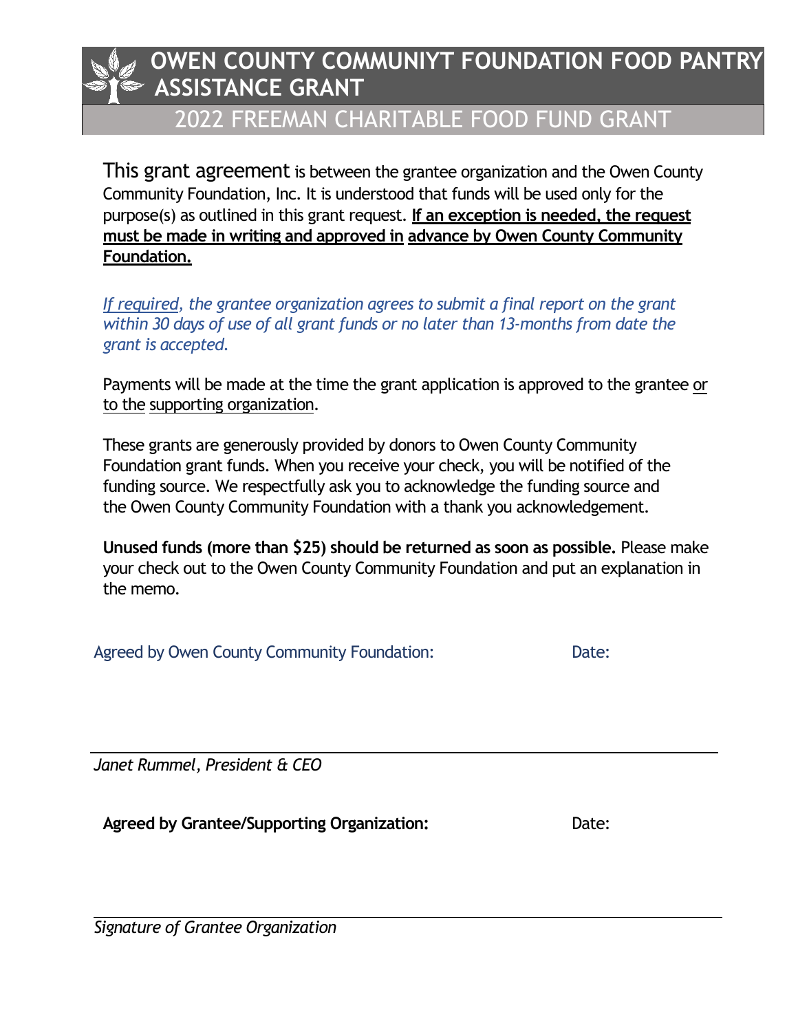# OWEN COUNTY COMMUNIYT FOUNDATION FOOD PANTRY ASSISTANCE GRANT

## 2022 FREEMAN CHARITABLE FOOD FUND GRANT

This grant agreement is between the grantee organization and the Owen County Community Foundation, Inc. It is understood that funds will be used only for the purpose(s) as outlined in this grant request. **If an exception is needed, the request must be made in writing and approved in advance by Owen County Community Foundation.**

*If required, the grantee organization agrees to submit a final report on the grant within 30 days of use of all grant funds or no later than 13-months from date the grant is accepted.*

Payments will be made at the time the grant application is approved to the grantee or to the supporting organization.

These grants are generously provided by donors to Owen County Community Foundation grant funds. When you receive your check, you will be notified of the funding source. We respectfully ask you to acknowledge the funding source and the Owen County Community Foundation with a thank you acknowledgement.

**Unused funds (more than $25) should be returned as soon as possible.** Please make your check out to the Owen County Community Foundation and put an explanation in the memo.

Agreed by Owen County Community Foundation: Date:

_______________________________________________

*Janet Rummel, President & CEO*

**Agreed by Grantee/Supporting Organization:** Date:

_______________________________________________

*Signature of Grantee Organization*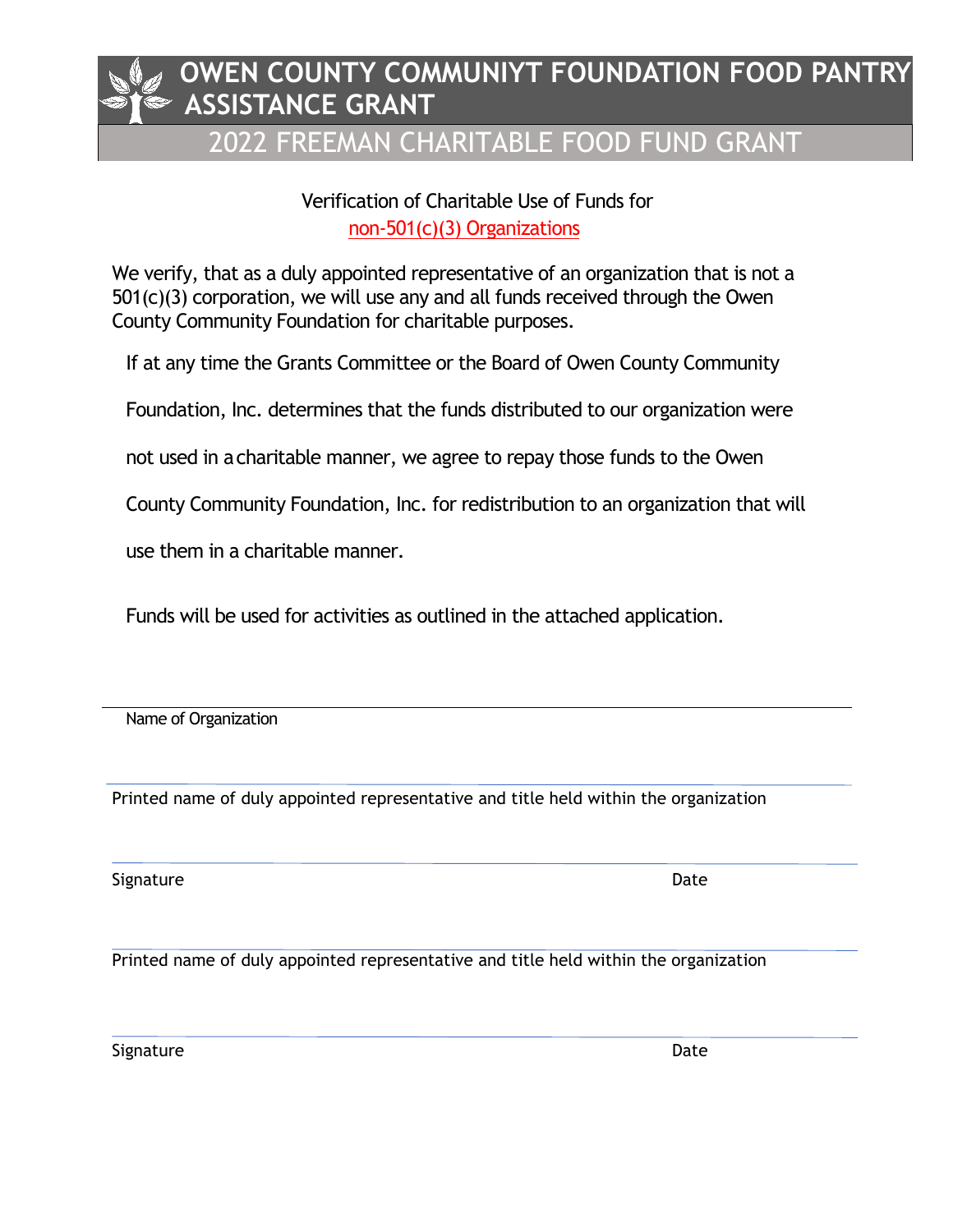# OWEN COUNTY COMMUNIYT FOUNDATION FOOD PANTRY ASSISTANCE GRANT

## 2022 FREEMAN CHARITABLE FOOD FUND GRANT

Verification of Charitable Use of Funds for
non-501(c)(3) Organizations

We verify, that as a duly appointed representative of an organization that is not a 501(c)(3) corporation, we will use any and all funds received through the Owen County Community Foundation for charitable purposes.

If at any time the Grants Committee or the Board of Owen County Community Foundation, Inc. determines that the funds distributed to our organization were not used in a charitable manner, we agree to repay those funds to the Owen County Community Foundation, Inc. for redistribution to an organization that will use them in a charitable manner.

Funds will be used for activities as outlined in the attached application.

\_\_\_\_\_\_\_\_\_\_\_\_\_\_\_\_\_\_\_\_\_\_\_\_\_\_\_\_\_\_\_\_\_\_\_\_\_\_\_\_
Name of Organization

\_\_\_\_\_\_\_\_\_\_\_\_\_\_\_\_\_\_\_\_\_\_\_\_\_\_\_\_\_\_\_\_\_\_\_\_\_\_\_\_
Printed name of duly appointed representative and title held within the organization

\_\_\_\_\_\_\_\_\_\_\_\_\_\_\_\_\_\_\_\_\_\_\_\_\_\_\_\_\_\_\_\_\_\_\_\_\_\_\_\_
Signature Date

\_\_\_\_\_\_\_\_\_\_\_\_\_\_\_\_\_\_\_\_\_\_\_\_\_\_\_\_\_\_\_\_\_\_\_\_\_\_\_\_
Printed name of duly appointed representative and title held within the organization

\_\_\_\_\_\_\_\_\_\_\_\_\_\_\_\_\_\_\_\_\_\_\_\_\_\_\_\_\_\_\_\_\_\_\_\_\_\_\_\_
Signature Date